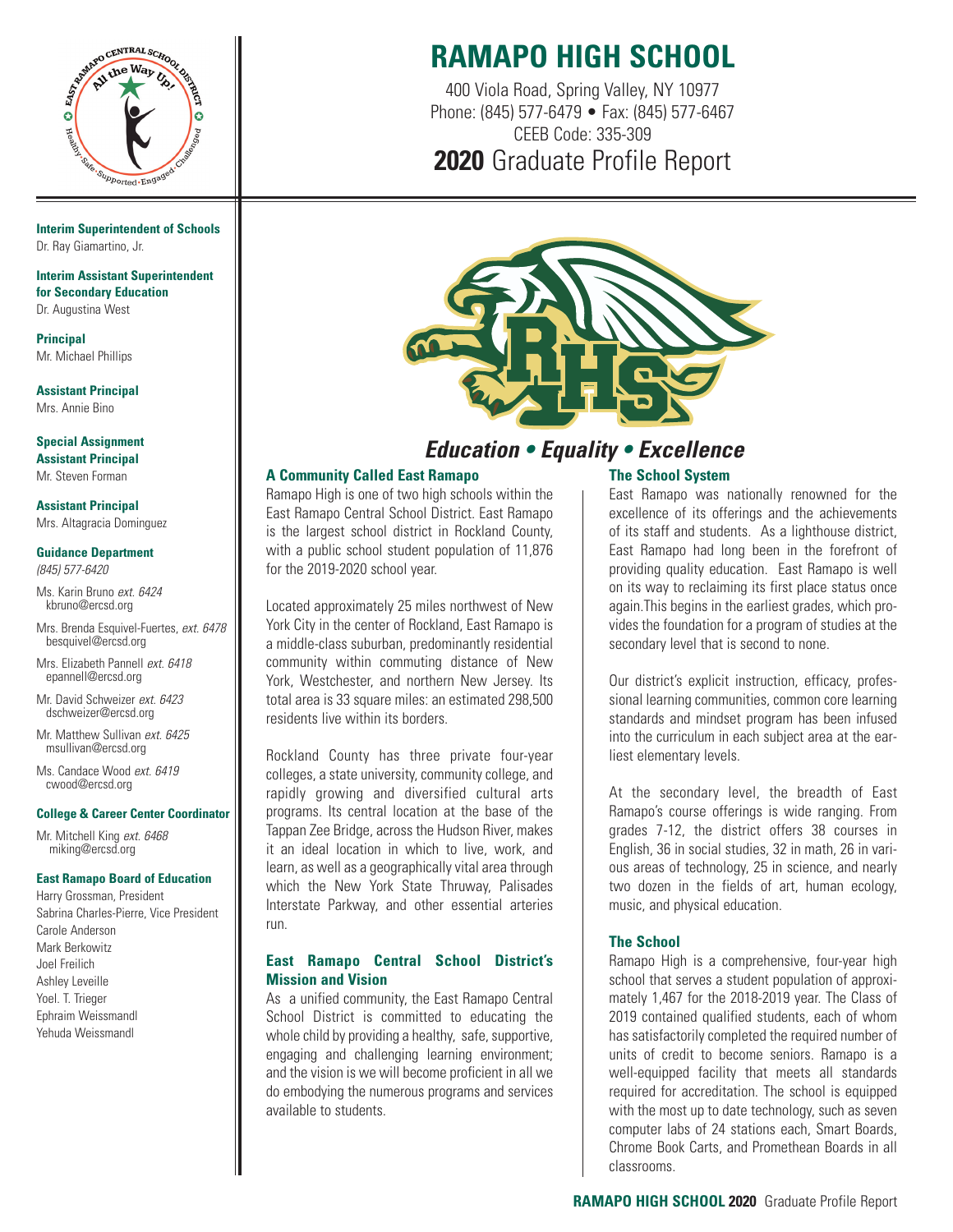# RAMAPO HIGH SCHOOL

400 Viola Road, Spring Valley, NY 10977
Phone: (845) 577-6479 • Fax: (845) 577-6467
CEEB Code: 335-309

## **2020** Graduate Profile Report

**Interim Superintendent of Schools**
Dr. Ray Giamartino, Jr.

**Interim Assistant Superintendent for Secondary Education**
Dr. Augustina West

**Principal**
Mr. Michael Phillips

**Assistant Principal**
Mrs. Annie Bino

**Special Assignment Assistant Principal**
Mr. Steven Forman

**Assistant Principal**
Mrs. Altagracia Dominguez

**Guidance Department**
*(845) 577-6420*

- Ms. Karin Bruno *ext. 6424* kbruno@ercsd.org
- Mrs. Brenda Esquivel-Fuertes, *ext. 6478* besquivel@ercsd.org
- Mrs. Elizabeth Pannell *ext. 6418* epannell@ercsd.org
- Mr. David Schweizer *ext. 6423* dschweizer@ercsd.org
- Mr. Matthew Sullivan *ext. 6425* msullivan@ercsd.org
- Ms. Candace Wood *ext. 6419* cwood@ercsd.org

**College & Career Center Coordinator**
Mr. Mitchell King *ext. 6468* miking@ercsd.org

**East Ramapo Board of Education**
Harry Grossman, President
Sabrina Charles-Pierre, Vice President
Carole Anderson
Mark Berkowitz
Joel Freilich
Ashley Leveille
Yoel. T. Trieger
Ephraim Weissmandl
Yehuda Weissmandl

***Education • Equality • Excellence***

### A Community Called East Ramapo

Ramapo High is one of two high schools within the East Ramapo Central School District. East Ramapo is the largest school district in Rockland County, with a public school student population of 11,876 for the 2019-2020 school year.

Located approximately 25 miles northwest of New York City in the center of Rockland, East Ramapo is a middle-class suburban, predominantly residential community within commuting distance of New York, Westchester, and northern New Jersey. Its total area is 33 square miles: an estimated 298,500 residents live within its borders.

Rockland County has three private four-year colleges, a state university, community college, and rapidly growing and diversified cultural arts programs. Its central location at the base of the Tappan Zee Bridge, across the Hudson River, makes it an ideal location in which to live, work, and learn, as well as a geographically vital area through which the New York State Thruway, Palisades Interstate Parkway, and other essential arteries run.

### East Ramapo Central School District's Mission and Vision

As a unified community, the East Ramapo Central School District is committed to educating the whole child by providing a healthy, safe, supportive, engaging and challenging learning environment; and the vision is we will become proficient in all we do embodying the numerous programs and services available to students.

### The School System

East Ramapo was nationally renowned for the excellence of its offerings and the achievements of its staff and students. As a lighthouse district, East Ramapo had long been in the forefront of providing quality education. East Ramapo is well on its way to reclaiming its first place status once again.This begins in the earliest grades, which provides the foundation for a program of studies at the secondary level that is second to none.

Our district's explicit instruction, efficacy, professional learning communities, common core learning standards and mindset program has been infused into the curriculum in each subject area at the earliest elementary levels.

At the secondary level, the breadth of East Ramapo's course offerings is wide ranging. From grades 7-12, the district offers 38 courses in English, 36 in social studies, 32 in math, 26 in various areas of technology, 25 in science, and nearly two dozen in the fields of art, human ecology, music, and physical education.

### The School

Ramapo High is a comprehensive, four-year high school that serves a student population of approximately 1,467 for the 2018-2019 year. The Class of 2019 contained qualified students, each of whom has satisfactorily completed the required number of units of credit to become seniors. Ramapo is a well-equipped facility that meets all standards required for accreditation. The school is equipped with the most up to date technology, such as seven computer labs of 24 stations each, Smart Boards, Chrome Book Carts, and Promethean Boards in all classrooms.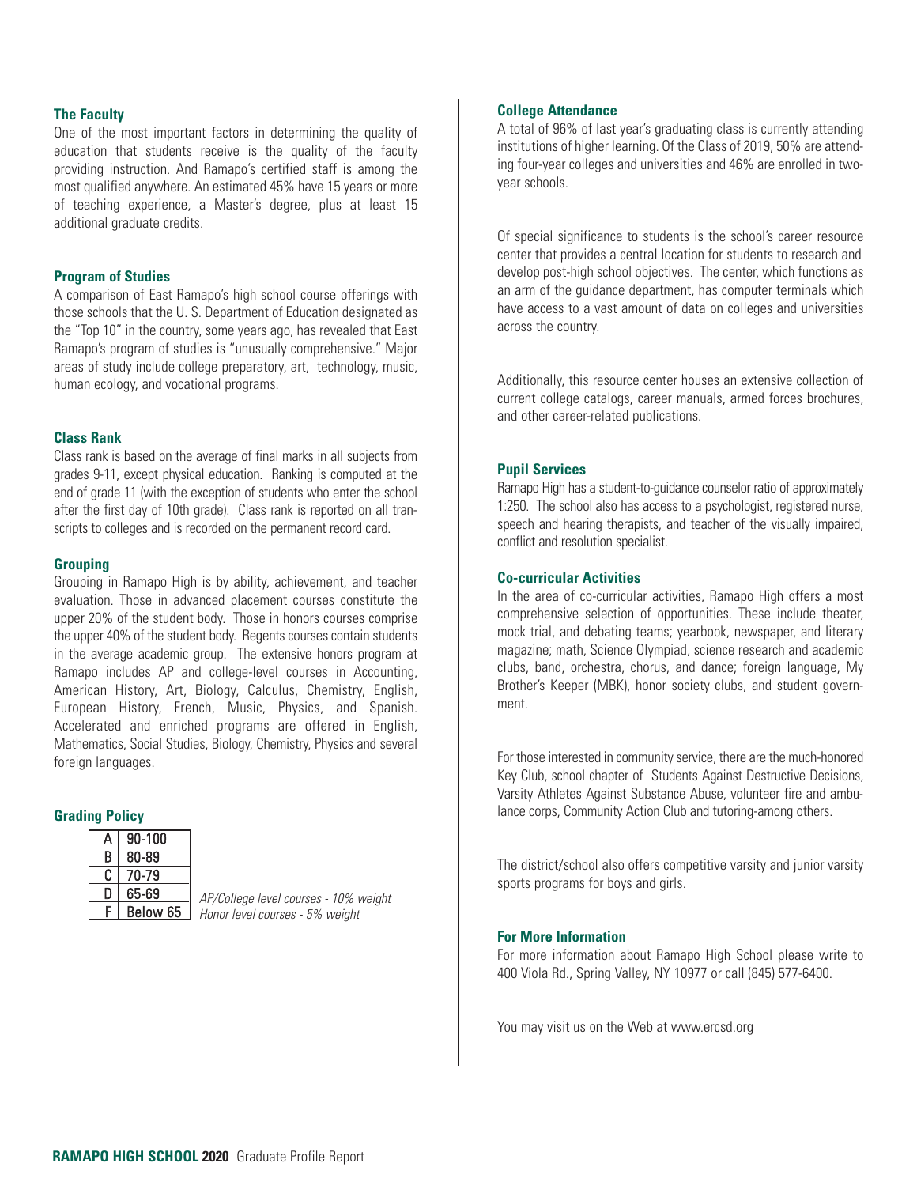## The Faculty

One of the most important factors in determining the quality of education that students receive is the quality of the faculty providing instruction. And Ramapo's certified staff is among the most qualified anywhere. An estimated 45% have 15 years or more of teaching experience, a Master's degree, plus at least 15 additional graduate credits.

## Program of Studies

A comparison of East Ramapo's high school course offerings with those schools that the U. S. Department of Education designated as the "Top 10" in the country, some years ago, has revealed that East Ramapo's program of studies is "unusually comprehensive." Major areas of study include college preparatory, art, technology, music, human ecology, and vocational programs.

## Class Rank

Class rank is based on the average of final marks in all subjects from grades 9-11, except physical education. Ranking is computed at the end of grade 11 (with the exception of students who enter the school after the first day of 10th grade). Class rank is reported on all transcripts to colleges and is recorded on the permanent record card.

## Grouping

Grouping in Ramapo High is by ability, achievement, and teacher evaluation. Those in advanced placement courses constitute the upper 20% of the student body. Those in honors courses comprise the upper 40% of the student body. Regents courses contain students in the average academic group. The extensive honors program at Ramapo includes AP and college-level courses in Accounting, American History, Art, Biology, Calculus, Chemistry, English, European History, French, Music, Physics, and Spanish. Accelerated and enriched programs are offered in English, Mathematics, Social Studies, Biology, Chemistry, Physics and several foreign languages.

## Grading Policy

| | |
|---|---|
| A | 90-100 |
| B | 80-89 |
| C | 70-79 |
| D | 65-69 |
| F | Below 65 |

*AP/College level courses - 10% weight*
*Honor level courses - 5% weight*

## College Attendance

A total of 96% of last year's graduating class is currently attending institutions of higher learning. Of the Class of 2019, 50% are attending four-year colleges and universities and 46% are enrolled in two-year schools.

Of special significance to students is the school's career resource center that provides a central location for students to research and develop post-high school objectives. The center, which functions as an arm of the guidance department, has computer terminals which have access to a vast amount of data on colleges and universities across the country.

Additionally, this resource center houses an extensive collection of current college catalogs, career manuals, armed forces brochures, and other career-related publications.

## Pupil Services

Ramapo High has a student-to-guidance counselor ratio of approximately 1:250. The school also has access to a psychologist, registered nurse, speech and hearing therapists, and teacher of the visually impaired, conflict and resolution specialist.

## Co-curricular Activities

In the area of co-curricular activities, Ramapo High offers a most comprehensive selection of opportunities. These include theater, mock trial, and debating teams; yearbook, newspaper, and literary magazine; math, Science Olympiad, science research and academic clubs, band, orchestra, chorus, and dance; foreign language, My Brother's Keeper (MBK), honor society clubs, and student government.

For those interested in community service, there are the much-honored Key Club, school chapter of Students Against Destructive Decisions, Varsity Athletes Against Substance Abuse, volunteer fire and ambulance corps, Community Action Club and tutoring-among others.

The district/school also offers competitive varsity and junior varsity sports programs for boys and girls.

## For More Information

For more information about Ramapo High School please write to 400 Viola Rd., Spring Valley, NY 10977 or call (845) 577-6400.

You may visit us on the Web at www.ercsd.org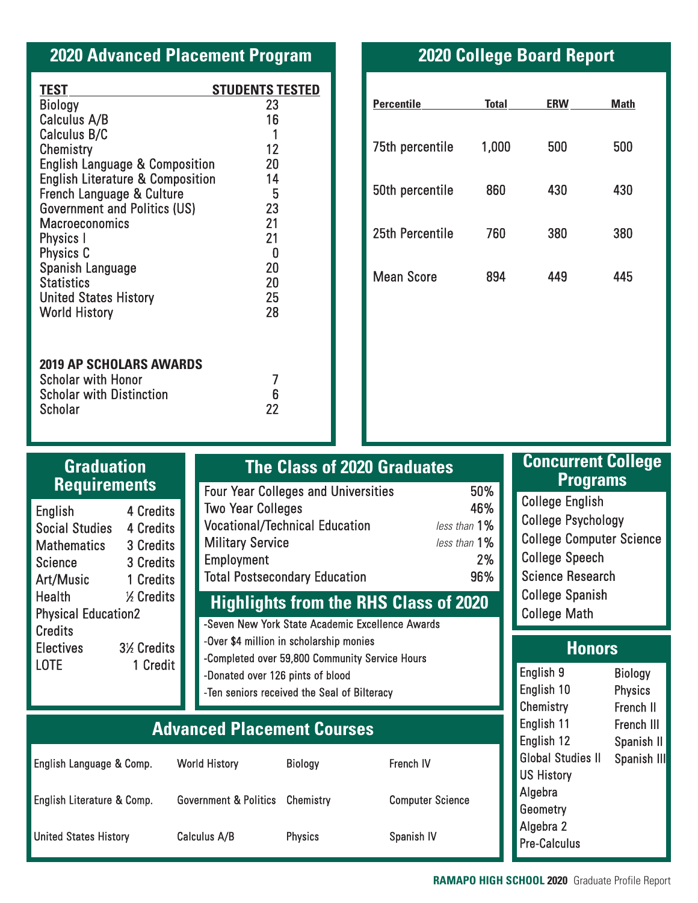## 2020 Advanced Placement Program

| TEST | STUDENTS TESTED |
|---|---|
| Biology | 23 |
| Calculus A/B | 16 |
| Calculus B/C | 1 |
| Chemistry | 12 |
| English Language & Composition | 20 |
| English Literature & Composition | 14 |
| French Language & Culture | 5 |
| Government and Politics (US) | 23 |
| Macroeconomics | 21 |
| Physics I | 21 |
| Physics C | 0 |
| Spanish Language | 20 |
| Statistics | 20 |
| United States History | 25 |
| World History | 28 |

**2019 AP SCHOLARS AWARDS**

| | |
|---|---|
| Scholar with Honor | 7 |
| Scholar with Distinction | 6 |
| Scholar | 22 |

## 2020 College Board Report

| Percentile | Total | ERW | Math |
|---|---|---|---|
| 75th percentile | 1,000 | 500 | 500 |
| 50th percentile | 860 | 430 | 430 |
| 25th Percentile | 760 | 380 | 380 |
| Mean Score | 894 | 449 | 445 |

## Graduation Requirements

| | |
|---|---|
| English | 4 Credits |
| Social Studies | 4 Credits |
| Mathematics | 3 Credits |
| Science | 3 Credits |
| Art/Music | 1 Credits |
| Health | ½ Credits |
| Physical Education | 2 Credits |
| Electives | 3½ Credits |
| LOTE | 1 Credit |

## The Class of 2020 Graduates

| | |
|---|---|
| Four Year Colleges and Universities | 50% |
| Two Year Colleges | 46% |
| Vocational/Technical Education | *less than* 1% |
| Military Service | *less than* 1% |
| Employment | 2% |
| Total Postsecondary Education | 96% |

## Highlights from the RHS Class of 2020

- Seven New York State Academic Excellence Awards
- Over $4 million in scholarship monies
- Completed over 59,800 Community Service Hours
- Donated over 126 pints of blood
- Ten seniors received the Seal of Bilteracy

## Concurrent College Programs

- College English
- College Psychology
- College Computer Science
- College Speech
- Science Research
- College Spanish
- College Math

## Honors

| | |
|---|---|
| English 9 | Biology |
| English 10 | Physics |
| Chemistry | French II |
| English 11 | French III |
| English 12 | Spanish II |
| Global Studies II | Spanish III |
| US History | |
| Algebra | |
| Geometry | |
| Algebra 2 | |
| Pre-Calculus | |

## Advanced Placement Courses

| | | | |
|---|---|---|---|
| English Language & Comp. | World History | Biology | French IV |
| English Literature & Comp. | Government & Politics | Chemistry | Computer Science |
| United States History | Calculus A/B | Physics | Spanish IV |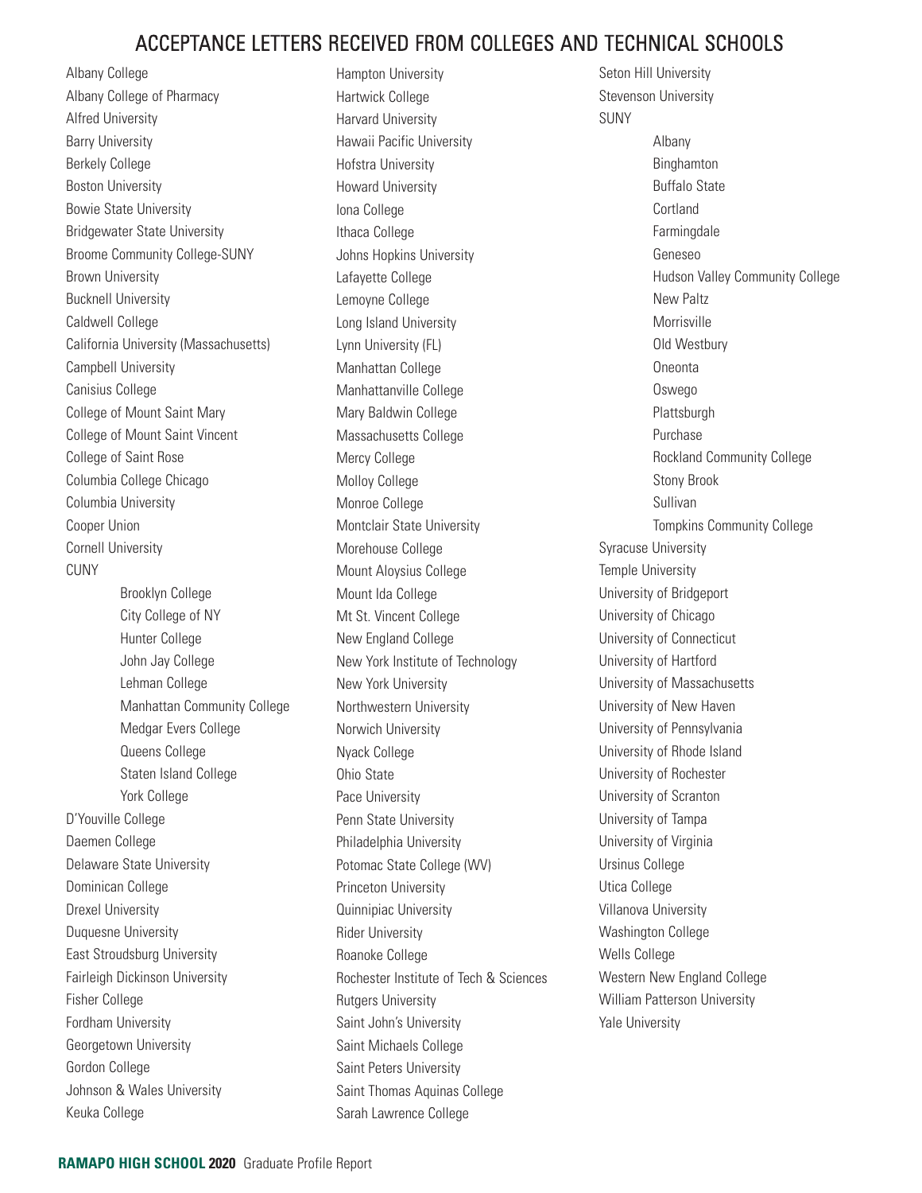# ACCEPTANCE LETTERS RECEIVED FROM COLLEGES AND TECHNICAL SCHOOLS

- Albany College
- Albany College of Pharmacy
- Alfred University
- Barry University
- Berkely College
- Boston University
- Bowie State University
- Bridgewater State University
- Broome Community College-SUNY
- Brown University
- Bucknell University
- Caldwell College
- California University (Massachusetts)
- Campbell University
- Canisius College
- College of Mount Saint Mary
- College of Mount Saint Vincent
- College of Saint Rose
- Columbia College Chicago
- Columbia University
- Cooper Union
- Cornell University
- CUNY
  - Brooklyn College
  - City College of NY
  - Hunter College
  - John Jay College
  - Lehman College
  - Manhattan Community College
  - Medgar Evers College
  - Queens College
  - Staten Island College
  - York College
- D'Youville College
- Daemen College
- Delaware State University
- Dominican College
- Drexel University
- Duquesne University
- East Stroudsburg University
- Fairleigh Dickinson University
- Fisher College
- Fordham University
- Georgetown University
- Gordon College
- Johnson & Wales University
- Keuka College
- Hampton University
- Hartwick College
- Harvard University
- Hawaii Pacific University
- Hofstra University
- Howard University
- Iona College
- Ithaca College
- Johns Hopkins University
- Lafayette College
- Lemoyne College
- Long Island University
- Lynn University (FL)
- Manhattan College
- Manhattanville College
- Mary Baldwin College
- Massachusetts College
- Mercy College
- Molloy College
- Monroe College
- Montclair State University
- Morehouse College
- Mount Aloysius College
- Mount Ida College
- Mt St. Vincent College
- New England College
- New York Institute of Technology
- New York University
- Northwestern University
- Norwich University
- Nyack College
- Ohio State
- Pace University
- Penn State University
- Philadelphia University
- Potomac State College (WV)
- Princeton University
- Quinnipiac University
- Rider University
- Roanoke College
- Rochester Institute of Tech & Sciences
- Rutgers University
- Saint John's University
- Saint Michaels College
- Saint Peters University
- Saint Thomas Aquinas College
- Sarah Lawrence College
- Seton Hill University
- Stevenson University
- SUNY
  - Albany
  - Binghamton
  - Buffalo State
  - Cortland
  - Farmingdale
  - Geneseo
  - Hudson Valley Community College
  - New Paltz
  - Morrisville
  - Old Westbury
  - Oneonta
  - Oswego
  - Plattsburgh
  - Purchase
  - Rockland Community College
  - Stony Brook
  - Sullivan
  - Tompkins Community College
- Syracuse University
- Temple University
- University of Bridgeport
- University of Chicago
- University of Connecticut
- University of Hartford
- University of Massachusetts
- University of New Haven
- University of Pennsylvania
- University of Rhode Island
- University of Rochester
- University of Scranton
- University of Tampa
- University of Virginia
- Ursinus College
- Utica College
- Villanova University
- Washington College
- Wells College
- Western New England College
- William Patterson University
- Yale University